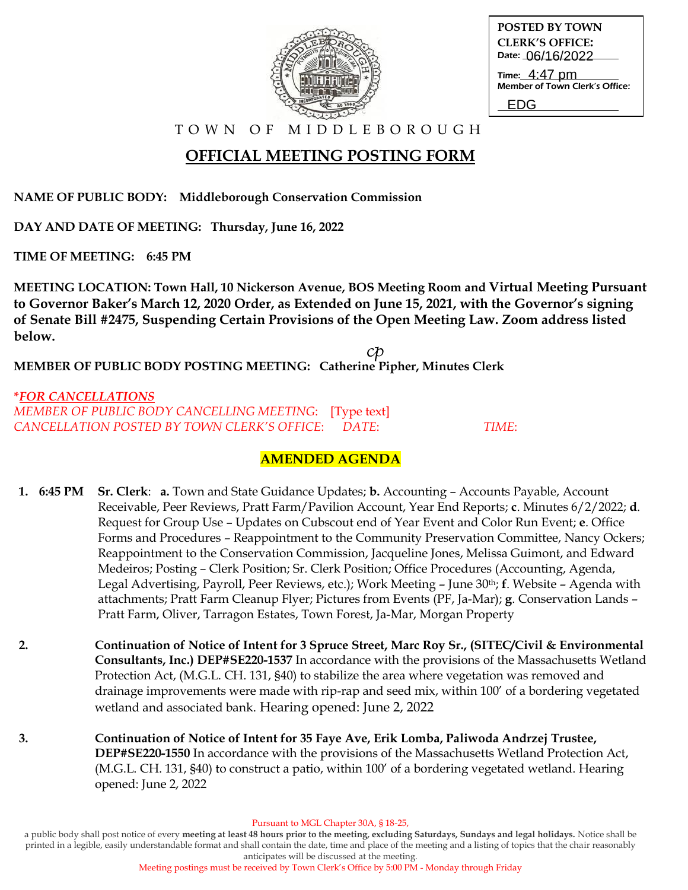**POSTED BY TOWN CLERK'S OFFICE:**
Date: 06/16/2022
Time: 4:47 pm
Member of Town Clerk's Office: EDG

TOWN OF MIDDLEBOROUGH

# OFFICIAL MEETING POSTING FORM

**NAME OF PUBLIC BODY: Middleborough Conservation Commission**

**DAY AND DATE OF MEETING: Thursday, June 16, 2022**

**TIME OF MEETING: 6:45 PM**

**MEETING LOCATION: Town Hall, 10 Nickerson Avenue, BOS Meeting Room and Virtual Meeting Pursuant to Governor Baker's March 12, 2020 Order, as Extended on June 15, 2021, with the Governor's signing of Senate Bill #2475, Suspending Certain Provisions of the Open Meeting Law. Zoom address listed below.**

**MEMBER OF PUBLIC BODY POSTING MEETING: Catherine Pipher, Minutes Clerk** cp

***FOR CANCELLATIONS***
*MEMBER OF PUBLIC BODY CANCELLING MEETING:* [Type text]
*CANCELLATION POSTED BY TOWN CLERK'S OFFICE: DATE: TIME:*

## AMENDED AGENDA

1. **6:45 PM Sr. Clerk**: **a.** Town and State Guidance Updates; **b.** Accounting – Accounts Payable, Account Receivable, Peer Reviews, Pratt Farm/Pavilion Account, Year End Reports; **c**. Minutes 6/2/2022; **d**. Request for Group Use – Updates on Cubscout end of Year Event and Color Run Event; **e**. Office Forms and Procedures – Reappointment to the Community Preservation Committee, Nancy Ockers; Reappointment to the Conservation Commission, Jacqueline Jones, Melissa Guimont, and Edward Medeiros; Posting – Clerk Position; Sr. Clerk Position; Office Procedures (Accounting, Agenda, Legal Advertising, Payroll, Peer Reviews, etc.); Work Meeting – June 30th; **f**. Website – Agenda with attachments; Pratt Farm Cleanup Flyer; Pictures from Events (PF, Ja-Mar); **g**. Conservation Lands – Pratt Farm, Oliver, Tarragon Estates, Town Forest, Ja-Mar, Morgan Property

2. **Continuation of Notice of Intent for 3 Spruce Street, Marc Roy Sr., (SITEC/Civil & Environmental Consultants, Inc.) DEP#SE220-1537** In accordance with the provisions of the Massachusetts Wetland Protection Act, (M.G.L. CH. 131, §40) to stabilize the area where vegetation was removed and drainage improvements were made with rip-rap and seed mix, within 100′ of a bordering vegetated wetland and associated bank. Hearing opened: June 2, 2022

3. **Continuation of Notice of Intent for 35 Faye Ave, Erik Lomba, Paliwoda Andrzej Trustee, DEP#SE220-1550** In accordance with the provisions of the Massachusetts Wetland Protection Act, (M.G.L. CH. 131, §40) to construct a patio, within 100′ of a bordering vegetated wetland. Hearing opened: June 2, 2022

Pursuant to MGL Chapter 30A, § 18-25,
a public body shall post notice of every **meeting at least 48 hours prior to the meeting, excluding Saturdays, Sundays and legal holidays.** Notice shall be printed in a legible, easily understandable format and shall contain the date, time and place of the meeting and a listing of topics that the chair reasonably anticipates will be discussed at the meeting.
Meeting postings must be received by Town Clerk's Office by 5:00 PM - Monday through Friday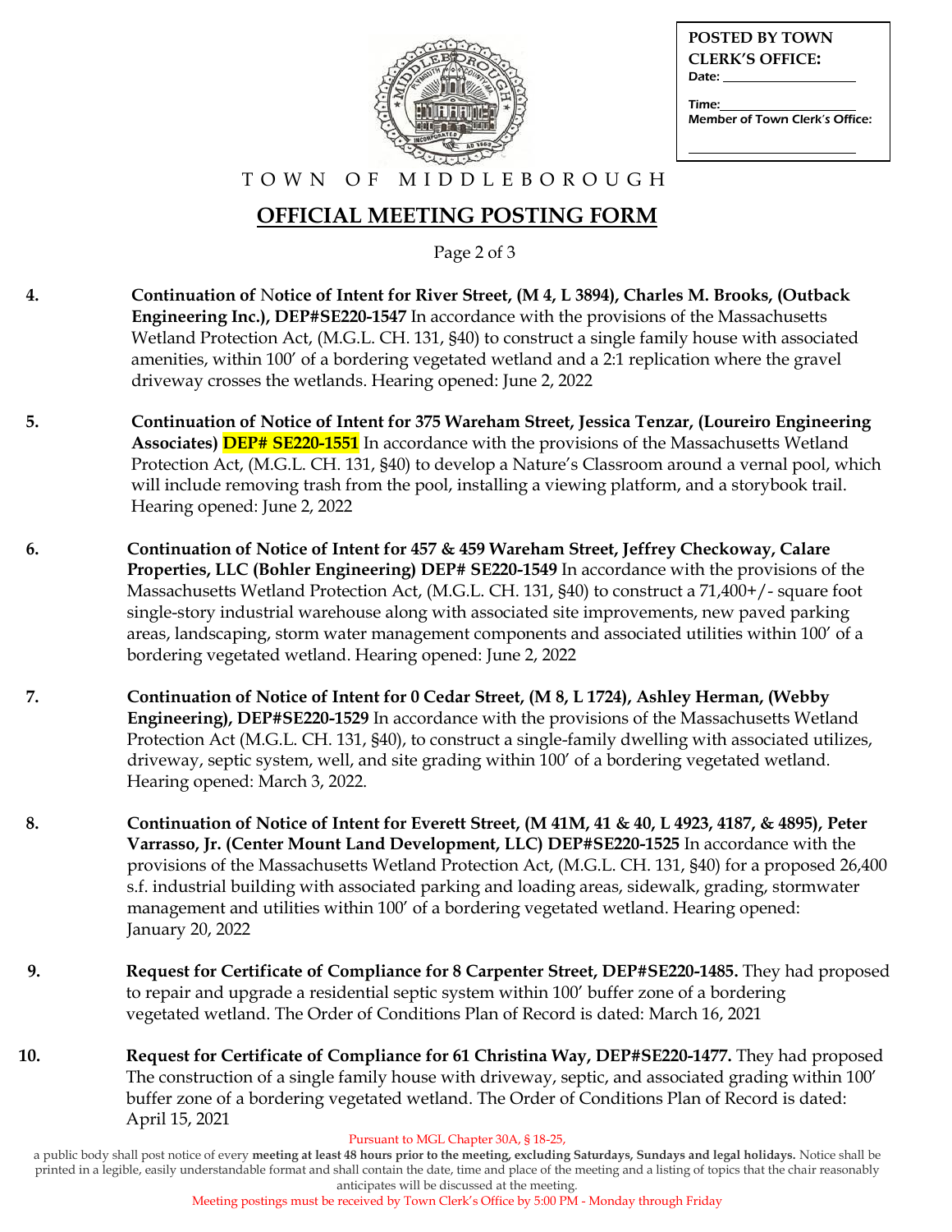POSTED BY TOWN CLERK'S OFFICE:
Date: ______________

Time: ______________
Member of Town Clerk's Office:

______________

TOWN OF MIDDLEBOROUGH

## OFFICIAL MEETING POSTING FORM

4. **Continuation of Notice of Intent for River Street, (M 4, L 3894), Charles M. Brooks, (Outback Engineering Inc.), DEP#SE220-1547** In accordance with the provisions of the Massachusetts Wetland Protection Act, (M.G.L. CH. 131, §40) to construct a single family house with associated amenities, within 100' of a bordering vegetated wetland and a 2:1 replication where the gravel driveway crosses the wetlands. Hearing opened: June 2, 2022

5. **Continuation of Notice of Intent for 375 Wareham Street, Jessica Tenzar, (Loureiro Engineering Associates) DEP# SE220-1551** In accordance with the provisions of the Massachusetts Wetland Protection Act, (M.G.L. CH. 131, §40) to develop a Nature's Classroom around a vernal pool, which will include removing trash from the pool, installing a viewing platform, and a storybook trail. Hearing opened: June 2, 2022

6. **Continuation of Notice of Intent for 457 & 459 Wareham Street, Jeffrey Checkoway, Calare Properties, LLC (Bohler Engineering) DEP# SE220-1549** In accordance with the provisions of the Massachusetts Wetland Protection Act, (M.G.L. CH. 131, §40) to construct a 71,400+/- square foot single-story industrial warehouse along with associated site improvements, new paved parking areas, landscaping, storm water management components and associated utilities within 100' of a bordering vegetated wetland. Hearing opened: June 2, 2022

7. **Continuation of Notice of Intent for 0 Cedar Street, (M 8, L 1724), Ashley Herman, (Webby Engineering), DEP#SE220-1529** In accordance with the provisions of the Massachusetts Wetland Protection Act (M.G.L. CH. 131, §40), to construct a single-family dwelling with associated utilizes, driveway, septic system, well, and site grading within 100' of a bordering vegetated wetland. Hearing opened: March 3, 2022.

8. **Continuation of Notice of Intent for Everett Street, (M 41M, 41 & 40, L 4923, 4187, & 4895), Peter Varrasso, Jr. (Center Mount Land Development, LLC) DEP#SE220-1525** In accordance with the provisions of the Massachusetts Wetland Protection Act, (M.G.L. CH. 131, §40) for a proposed 26,400 s.f. industrial building with associated parking and loading areas, sidewalk, grading, stormwater management and utilities within 100' of a bordering vegetated wetland. Hearing opened: January 20, 2022

9. **Request for Certificate of Compliance for 8 Carpenter Street, DEP#SE220-1485.** They had proposed to repair and upgrade a residential septic system within 100' buffer zone of a bordering vegetated wetland. The Order of Conditions Plan of Record is dated: March 16, 2021

10. **Request for Certificate of Compliance for 61 Christina Way, DEP#SE220-1477.** They had proposed The construction of a single family house with driveway, septic, and associated grading within 100' buffer zone of a bordering vegetated wetland. The Order of Conditions Plan of Record is dated: April 15, 2021

Pursuant to MGL Chapter 30A, § 18-25,

a public body shall post notice of every **meeting at least 48 hours prior to the meeting, excluding Saturdays, Sundays and legal holidays.** Notice shall be printed in a legible, easily understandable format and shall contain the date, time and place of the meeting and a listing of topics that the chair reasonably anticipates will be discussed at the meeting.

Meeting postings must be received by Town Clerk's Office by 5:00 PM - Monday through Friday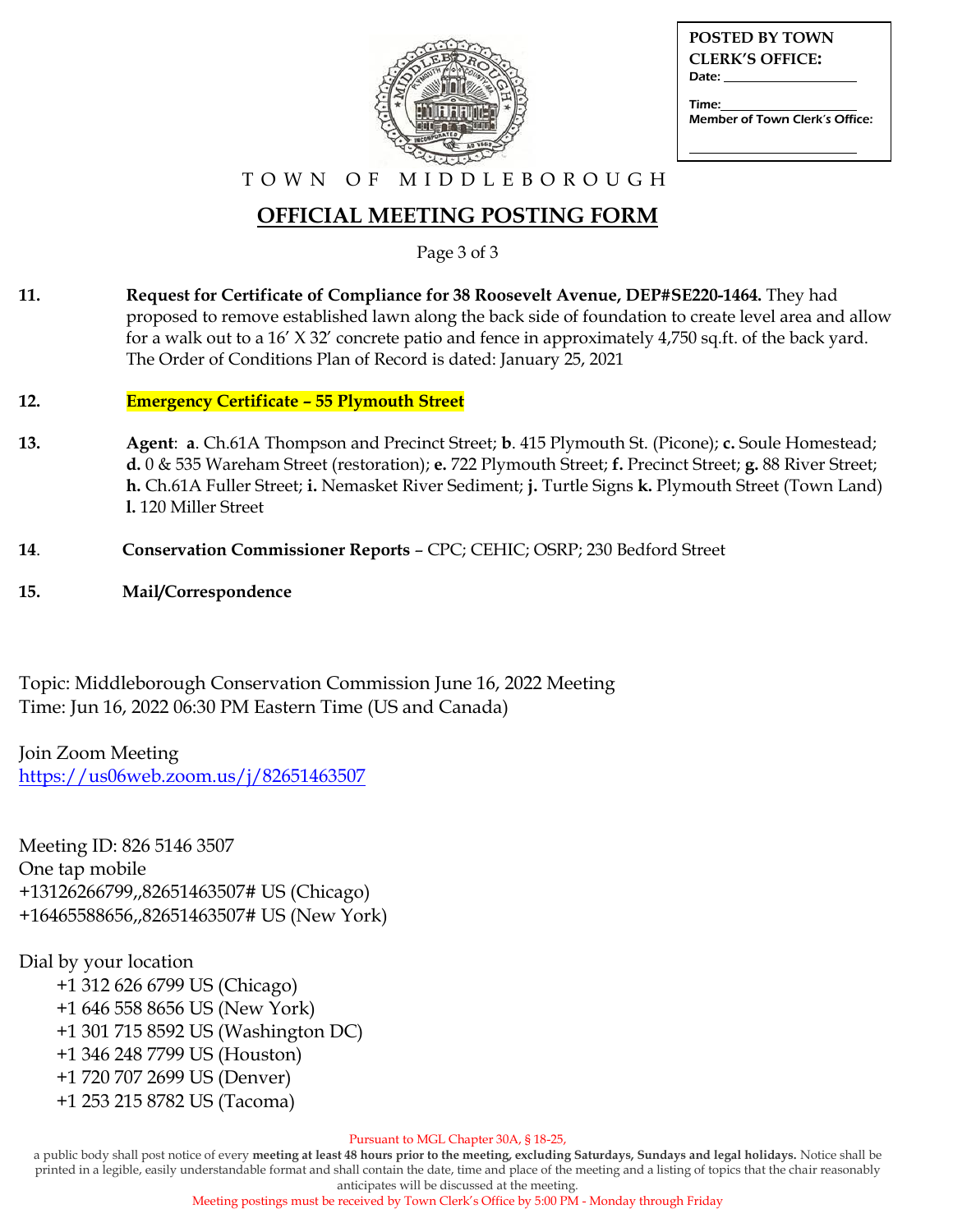POSTED BY TOWN CLERK'S OFFICE:
Date: ____________
Time: ____________
Member of Town Clerk's Office: ____________

TOWN OF MIDDLEBOROUGH

# OFFICIAL MEETING POSTING FORM

11. **Request for Certificate of Compliance for 38 Roosevelt Avenue, DEP#SE220-1464.** They had proposed to remove established lawn along the back side of foundation to create level area and allow for a walk out to a 16' X 32' concrete patio and fence in approximately 4,750 sq.ft. of the back yard. The Order of Conditions Plan of Record is dated: January 25, 2021

12. **Emergency Certificate – 55 Plymouth Street**

13. **Agent**: **a**. Ch.61A Thompson and Precinct Street; **b**. 415 Plymouth St. (Picone); **c.** Soule Homestead; **d.** 0 & 535 Wareham Street (restoration); **e.** 722 Plymouth Street; **f.** Precinct Street; **g.** 88 River Street; **h.** Ch.61A Fuller Street; **i.** Nemasket River Sediment; **j.** Turtle Signs **k.** Plymouth Street (Town Land) **l.** 120 Miller Street

14. **Conservation Commissioner Reports** – CPC; CEHIC; OSRP; 230 Bedford Street

15. **Mail/Correspondence**

Topic: Middleborough Conservation Commission June 16, 2022 Meeting
Time: Jun 16, 2022 06:30 PM Eastern Time (US and Canada)

Join Zoom Meeting
https://us06web.zoom.us/j/82651463507

Meeting ID: 826 5146 3507
One tap mobile
+13126266799,,82651463507# US (Chicago)
+16465588656,,82651463507# US (New York)

Dial by your location
+1 312 626 6799 US (Chicago)
+1 646 558 8656 US (New York)
+1 301 715 8592 US (Washington DC)
+1 346 248 7799 US (Houston)
+1 720 707 2699 US (Denver)
+1 253 215 8782 US (Tacoma)

Pursuant to MGL Chapter 30A, § 18-25,
a public body shall post notice of every **meeting at least 48 hours prior to the meeting, excluding Saturdays, Sundays and legal holidays.** Notice shall be printed in a legible, easily understandable format and shall contain the date, time and place of the meeting and a listing of topics that the chair reasonably anticipates will be discussed at the meeting.
Meeting postings must be received by Town Clerk's Office by 5:00 PM - Monday through Friday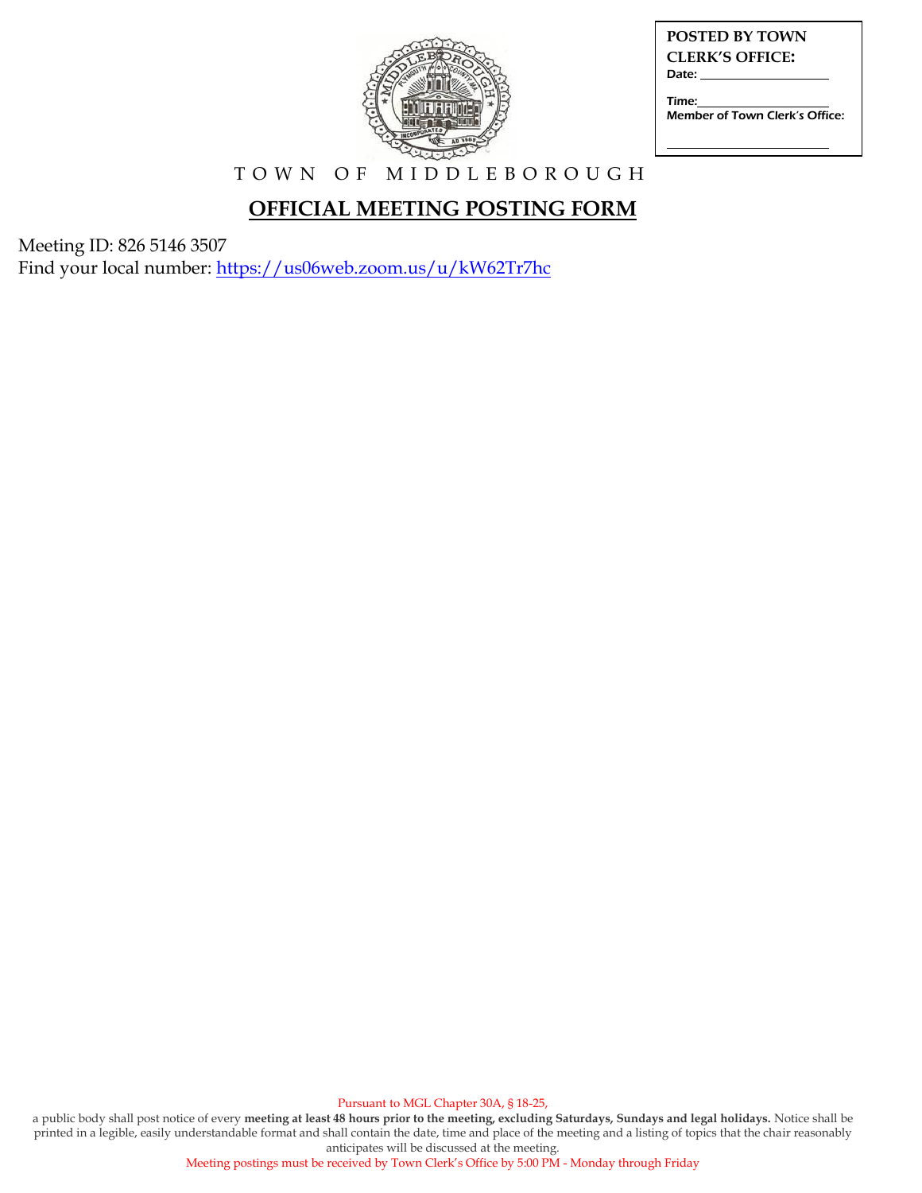**POSTED BY TOWN CLERK'S OFFICE:**
Date: ___________________

Time: ___________________
Member of Town Clerk's Office:

___________________

TOWN OF MIDDLEBOROUGH

# OFFICIAL MEETING POSTING FORM

Meeting ID: 826 5146 3507
Find your local number: https://us06web.zoom.us/u/kW62Tr7hc

Pursuant to MGL Chapter 30A, § 18-25,
a public body shall post notice of every **meeting at least 48 hours prior to the meeting, excluding Saturdays, Sundays and legal holidays.** Notice shall be printed in a legible, easily understandable format and shall contain the date, time and place of the meeting and a listing of topics that the chair reasonably anticipates will be discussed at the meeting.
Meeting postings must be received by Town Clerk's Office by 5:00 PM - Monday through Friday